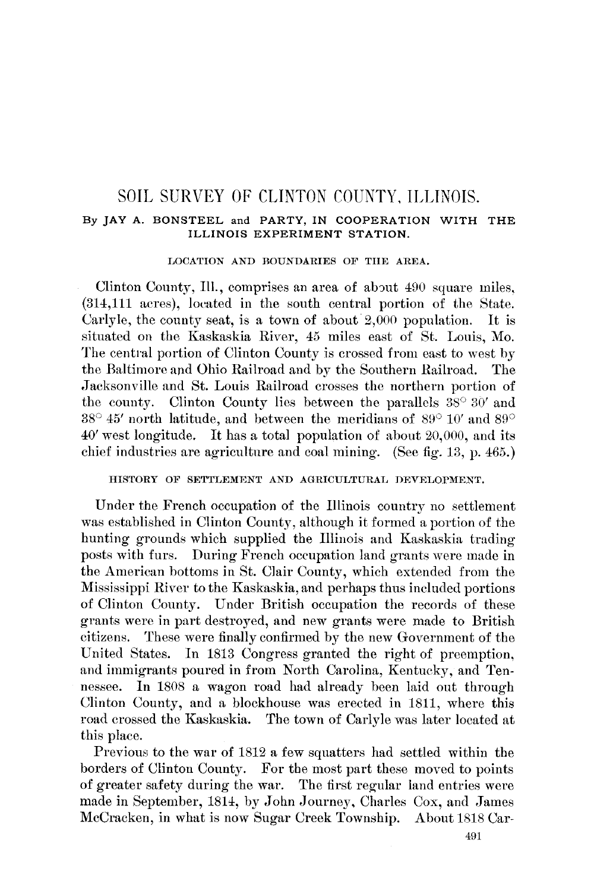# SOIL SURVEY OF CLINTON COUNTY, ILLINOIS.

By JAY A. BONSTEEL and PARTY, IN COOPERATION WITH THE ILLINOIS EXPERIMENT STATION.

## LOCATION AND BOUNDARIES OF THE AREA.

Clinton County, Ill., comprises an area of about 490 square miles, (314,111 acres), located in the south central portion of the State. Carlyle, the county seat, is a town of about 2,000 population. It is situated on the Kaskaskia River, 45 miles east of St. Louis, Mo. The central portion of Clinton County is crossed from east to west by the Baltimore and Ohio Railroad and by the Southern Railroad. The Jacksonville and St. Louis Railroad crosses the northern portion of the county. Clinton County lies between the parallels 38° 30′ and 38° 45′ north latitude, and between the meridians of 89° 10′ and 89° 40′ west longitude. It has a total population of about 20,000, and its chief industries are agriculture and coal mining. (See fig. 13, p. 465.)

## HISTORY OF SETTLEMENT AND AGRICULTURAL DEVELOPMENT.

Under the French occupation of the Illinois country no settlement was established in Clinton County, although it formed a portion of the hunting grounds which supplied the Illinois and Kaskaskia trading posts with furs. During French occupation land grants were made in the American bottoms in St. Clair County, which extended from the Mississippi River to the Kaskaskia, and perhaps thus included portions of Clinton County. Under British occupation the records of these grants were in part destroyed, and new grants were made to British citizens. These were finally confirmed by the new Government of the United States. In 1813 Congress granted the right of preemption, and immigrants poured in from North Carolina, Kentucky, and Tennessee. In 1808 a wagon road had already been laid out through Clinton County, and a blockhouse was erected in 1811, where this road crossed the Kaskaskia. The town of Carlyle was later located at this place.

Previous to the war of 1812 a few squatters had settled within the borders of Clinton County. For the most part these moved to points of greater safety during the war. The first regular land entries were made in September, 1814, by John Journey, Charles Cox, and James McCracken, in what is now Sugar Creek Township. About 1818 Car-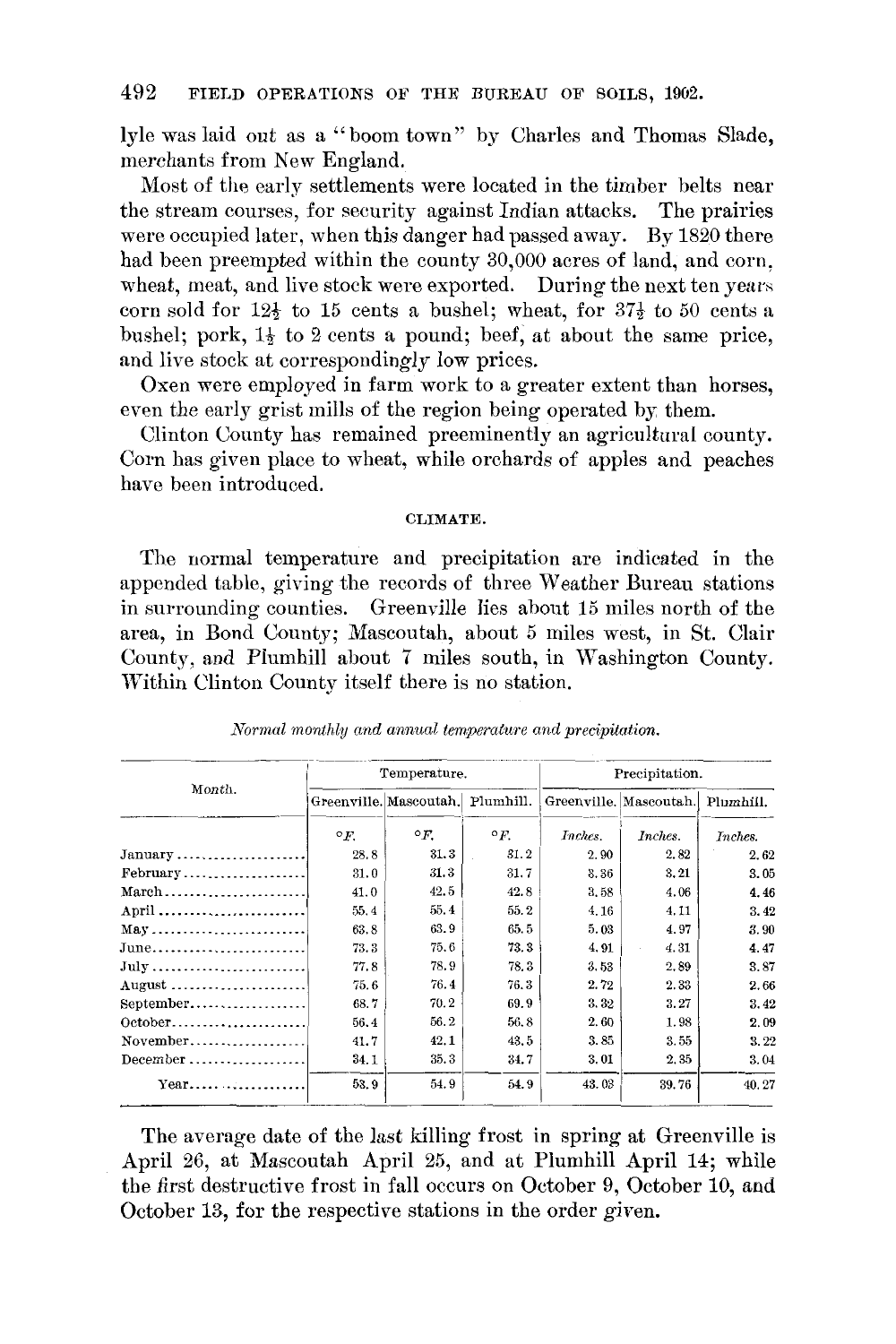lyle was laid out as a "boom town" by Charles and Thomas Slade, merchants from New England.

Most of the early settlements were located in the timber belts near the stream courses, for security against Indian attacks. The prairies were occupied later, when this danger had passed away. By 1820 there had been preempted within the county 30,000 acres of land, and corn, wheat, meat, and live stock were exported. During the next ten years corn sold for 12½ to 15 cents a bushel; wheat, for 37½ to 50 cents a bushel; pork, 1½ to 2 cents a pound; beef, at about the same price, and live stock at correspondingly low prices.

Oxen were employed in farm work to a greater extent than horses, even the early grist mills of the region being operated by them.

Clinton County has remained preeminently an agricultural county. Corn has given place to wheat, while orchards of apples and peaches have been introduced.

## CLIMATE.

The normal temperature and precipitation are indicated in the appended table, giving the records of three Weather Bureau stations in surrounding counties. Greenville lies about 15 miles north of the area, in Bond County; Mascoutah, about 5 miles west, in St. Clair County, and Plumhill about 7 miles south, in Washington County. Within Clinton County itself there is no station.

*Normal monthly and annual temperature and precipitation.*

| Month. | Temperature. | | | Precipitation. | | |
|---|---|---|---|---|---|---|
| | Greenville. | Mascoutah. | Plumhill. | Greenville. | Mascoutah. | Plumhill. |
| | °F. | °F. | °F. | Inches. | Inches. | Inches. |
| January | 28.8 | 31.3 | 31.2 | 2.90 | 2.82 | 2.62 |
| February | 31.0 | 31.3 | 31.7 | 3.36 | 3.21 | 3.05 |
| March | 41.0 | 42.5 | 42.8 | 3.58 | 4.06 | 4.46 |
| April | 55.4 | 55.4 | 55.2 | 4.16 | 4.11 | 3.42 |
| May | 63.8 | 63.9 | 65.5 | 5.03 | 4.97 | 3.90 |
| June | 73.3 | 75.6 | 73.3 | 4.91 | 4.31 | 4.47 |
| July | 77.8 | 78.9 | 78.3 | 3.53 | 2.89 | 3.87 |
| August | 75.6 | 76.4 | 76.3 | 2.72 | 2.33 | 2.66 |
| September | 68.7 | 70.2 | 69.9 | 3.32 | 3.27 | 3.42 |
| October | 56.4 | 56.2 | 56.8 | 2.60 | 1.98 | 2.09 |
| November | 41.7 | 42.1 | 43.5 | 3.85 | 3.55 | 3.22 |
| December | 34.1 | 35.3 | 34.7 | 3.01 | 2.35 | 3.04 |
| Year | 53.9 | 54.9 | 54.9 | 43.03 | 39.76 | 40.27 |

The average date of the last killing frost in spring at Greenville is April 26, at Mascoutah April 25, and at Plumhill April 14; while the first destructive frost in fall occurs on October 9, October 10, and October 13, for the respective stations in the order given.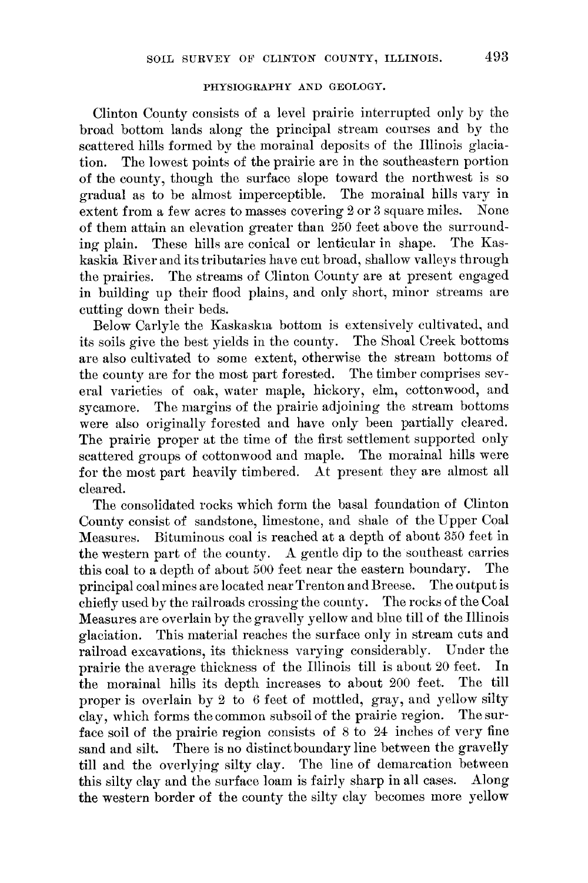## PHYSIOGRAPHY AND GEOLOGY.

Clinton County consists of a level prairie interrupted only by the broad bottom lands along the principal stream courses and by the scattered hills formed by the morainal deposits of the Illinois glaciation. The lowest points of the prairie are in the southeastern portion of the county, though the surface slope toward the northwest is so gradual as to be almost imperceptible. The morainal hills vary in extent from a few acres to masses covering 2 or 3 square miles. None of them attain an elevation greater than 250 feet above the surrounding plain. These hills are conical or lenticular in shape. The Kaskaskia River and its tributaries have cut broad, shallow valleys through the prairies. The streams of Clinton County are at present engaged in building up their flood plains, and only short, minor streams are cutting down their beds.

Below Carlyle the Kaskaskia bottom is extensively cultivated, and its soils give the best yields in the county. The Shoal Creek bottoms are also cultivated to some extent, otherwise the stream bottoms of the county are for the most part forested. The timber comprises several varieties of oak, water maple, hickory, elm, cottonwood, and sycamore. The margins of the prairie adjoining the stream bottoms were also originally forested and have only been partially cleared. The prairie proper at the time of the first settlement supported only scattered groups of cottonwood and maple. The morainal hills were for the most part heavily timbered. At present they are almost all cleared.

The consolidated rocks which form the basal foundation of Clinton County consist of sandstone, limestone, and shale of the Upper Coal Measures. Bituminous coal is reached at a depth of about 350 feet in the western part of the county. A gentle dip to the southeast carries this coal to a depth of about 500 feet near the eastern boundary. The principal coal mines are located near Trenton and Breese. The output is chiefly used by the railroads crossing the county. The rocks of the Coal Measures are overlain by the gravelly yellow and blue till of the Illinois glaciation. This material reaches the surface only in stream cuts and railroad excavations, its thickness varying considerably. Under the prairie the average thickness of the Illinois till is about 20 feet. In the morainal hills its depth increases to about 200 feet. The till proper is overlain by 2 to 6 feet of mottled, gray, and yellow silty clay, which forms the common subsoil of the prairie region. The surface soil of the prairie region consists of 8 to 24 inches of very fine sand and silt. There is no distinct boundary line between the gravelly till and the overlying silty clay. The line of demarcation between this silty clay and the surface loam is fairly sharp in all cases. Along the western border of the county the silty clay becomes more yellow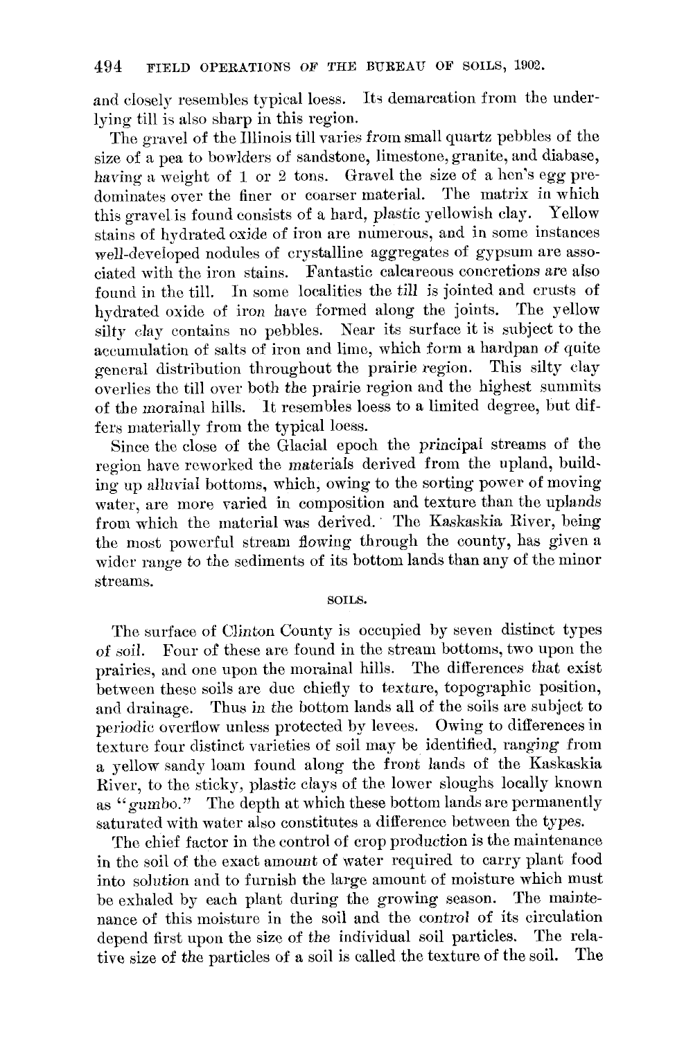and closely resembles typical loess. Its demarcation from the underlying till is also sharp in this region.

The gravel of the Illinois till varies from small quartz pebbles of the size of a pea to bowlders of sandstone, limestone, granite, and diabase, having a weight of 1 or 2 tons. Gravel the size of a hen's egg predominates over the finer or coarser material. The matrix in which this gravel is found consists of a hard, plastic yellowish clay. Yellow stains of hydrated oxide of iron are numerous, and in some instances well-developed nodules of crystalline aggregates of gypsum are associated with the iron stains. Fantastic calcareous concretions are also found in the till. In some localities the till is jointed and crusts of hydrated oxide of iron have formed along the joints. The yellow silty clay contains no pebbles. Near its surface it is subject to the accumulation of salts of iron and lime, which form a hardpan of quite general distribution throughout the prairie region. This silty clay overlies the till over both the prairie region and the highest summits of the morainal hills. It resembles loess to a limited degree, but differs materially from the typical loess.

Since the close of the Glacial epoch the principal streams of the region have reworked the materials derived from the upland, building up alluvial bottoms, which, owing to the sorting power of moving water, are more varied in composition and texture than the uplands from which the material was derived. The Kaskaskia River, being the most powerful stream flowing through the county, has given a wider range to the sediments of its bottom lands than any of the minor streams.

## SOILS.

The surface of Clinton County is occupied by seven distinct types of soil. Four of these are found in the stream bottoms, two upon the prairies, and one upon the morainal hills. The differences that exist between these soils are due chiefly to texture, topographic position, and drainage. Thus in the bottom lands all of the soils are subject to periodic overflow unless protected by levees. Owing to differences in texture four distinct varieties of soil may be identified, ranging from a yellow sandy loam found along the front lands of the Kaskaskia River, to the sticky, plastic clays of the lower sloughs locally known as "gumbo." The depth at which these bottom lands are permanently saturated with water also constitutes a difference between the types.

The chief factor in the control of crop production is the maintenance in the soil of the exact amount of water required to carry plant food into solution and to furnish the large amount of moisture which must be exhaled by each plant during the growing season. The maintenance of this moisture in the soil and the control of its circulation depend first upon the size of the individual soil particles. The relative size of the particles of a soil is called the texture of the soil. The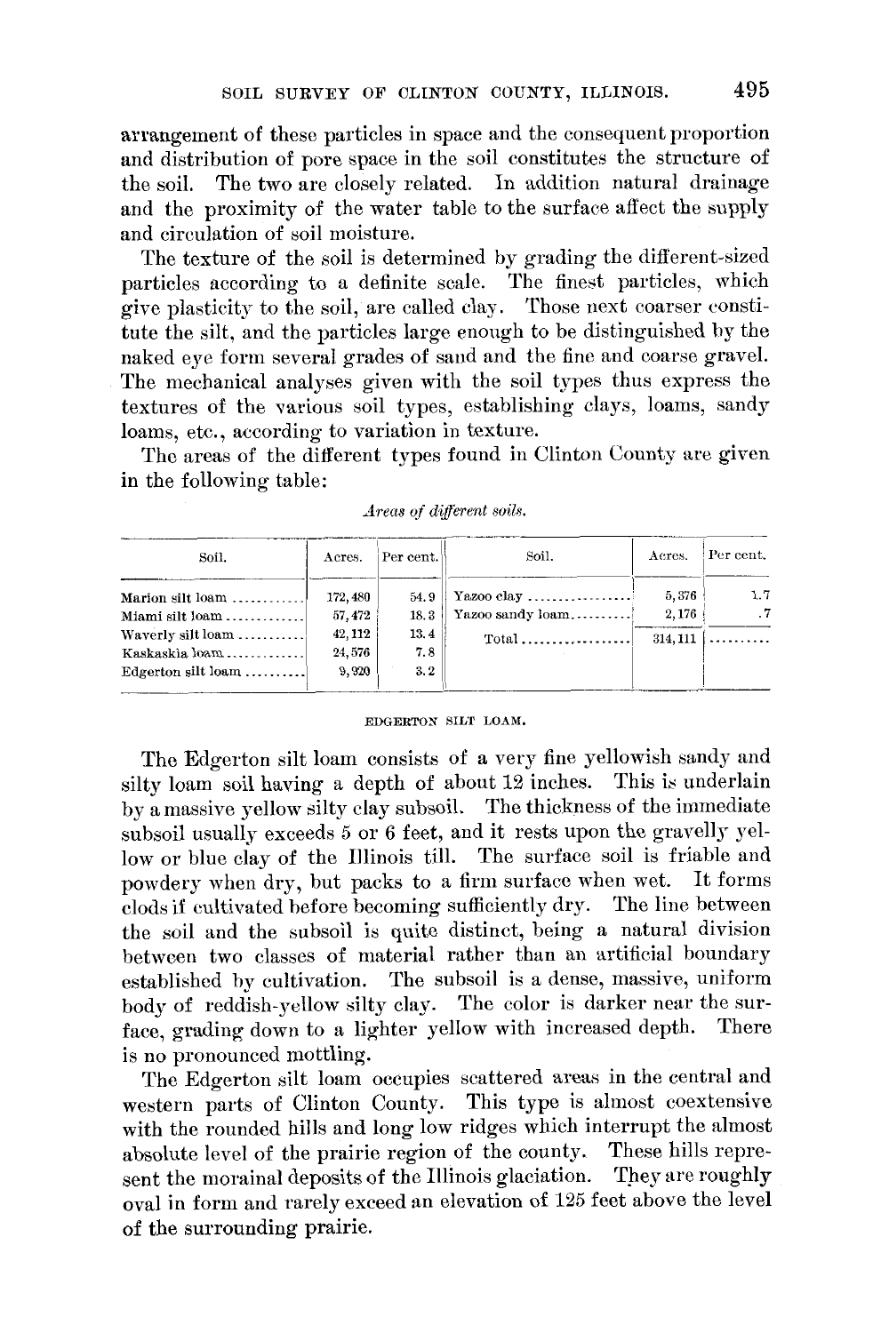arrangement of these particles in space and the consequent proportion and distribution of pore space in the soil constitutes the structure of the soil. The two are closely related. In addition natural drainage and the proximity of the water table to the surface affect the supply and circulation of soil moisture.

The texture of the soil is determined by grading the different-sized particles according to a definite scale. The finest particles, which give plasticity to the soil, are called clay. Those next coarser constitute the silt, and the particles large enough to be distinguished by the naked eye form several grades of sand and the fine and coarse gravel. The mechanical analyses given with the soil types thus express the textures of the various soil types, establishing clays, loams, sandy loams, etc., according to variation in texture.

The areas of the different types found in Clinton County are given in the following table:

*Areas of different soils.*

| Soil. | Acres. | Per cent. | Soil. | Acres. | Per cent. |
|---|---|---|---|---|---|
| Marion silt loam | 172,480 | 54.9 | Yazoo clay | 5,376 | 1.7 |
| Miami silt loam | 57,472 | 18.3 | Yazoo sandy loam | 2,176 | .7 |
| Waverly silt loam | 42,112 | 13.4 | Total | 314,111 | |
| Kaskaskia loam | 24,576 | 7.8 | | | |
| Edgerton silt loam | 9,920 | 3.2 | | | |

## EDGERTON SILT LOAM.

The Edgerton silt loam consists of a very fine yellowish sandy and silty loam soil having a depth of about 12 inches. This is underlain by a massive yellow silty clay subsoil. The thickness of the immediate subsoil usually exceeds 5 or 6 feet, and it rests upon the gravelly yellow or blue clay of the Illinois till. The surface soil is friable and powdery when dry, but packs to a firm surface when wet. It forms clods if cultivated before becoming sufficiently dry. The line between the soil and the subsoil is quite distinct, being a natural division between two classes of material rather than an artificial boundary established by cultivation. The subsoil is a dense, massive, uniform body of reddish-yellow silty clay. The color is darker near the surface, grading down to a lighter yellow with increased depth. There is no pronounced mottling.

The Edgerton silt loam occupies scattered areas in the central and western parts of Clinton County. This type is almost coextensive with the rounded hills and long low ridges which interrupt the almost absolute level of the prairie region of the county. These hills represent the morainal deposits of the Illinois glaciation. They are roughly oval in form and rarely exceed an elevation of 125 feet above the level of the surrounding prairie.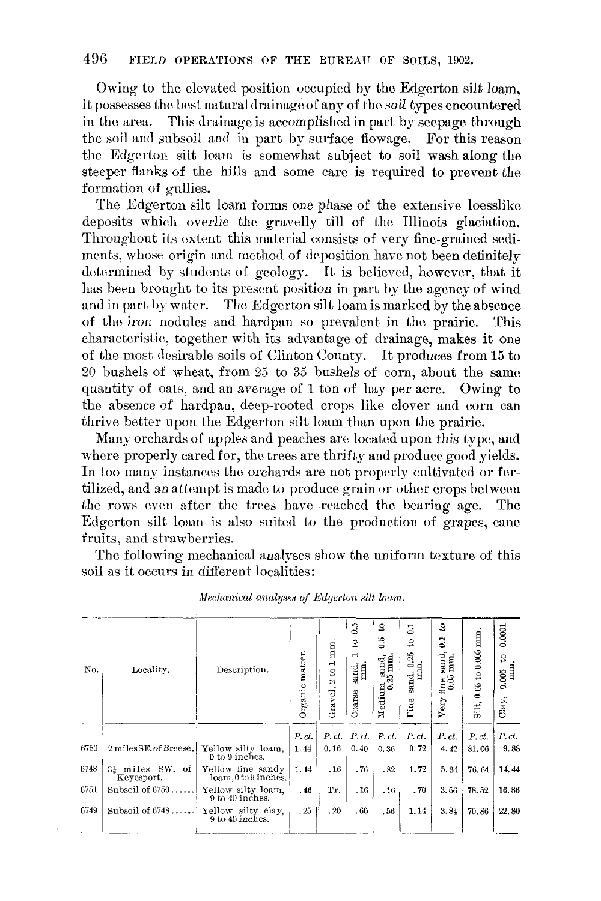Owing to the elevated position occupied by the Edgerton silt loam, it possesses the best natural drainage of any of the soil types encountered in the area. This drainage is accomplished in part by seepage through the soil and subsoil and in part by surface flowage. For this reason the Edgerton silt loam is somewhat subject to soil wash along the steeper flanks of the hills and some care is required to prevent the formation of gullies.

The Edgerton silt loam forms one phase of the extensive loesslike deposits which overlie the gravelly till of the Illinois glaciation. Throughout its extent this material consists of very fine-grained sediments, whose origin and method of deposition have not been definitely determined by students of geology. It is believed, however, that it has been brought to its present position in part by the agency of wind and in part by water. The Edgerton silt loam is marked by the absence of the iron nodules and hardpan so prevalent in the prairie. This characteristic, together with its advantage of drainage, makes it one of the most desirable soils of Clinton County. It produces from 15 to 20 bushels of wheat, from 25 to 35 bushels of corn, about the same quantity of oats, and an average of 1 ton of hay per acre. Owing to the absence of hardpan, deep-rooted crops like clover and corn can thrive better upon the Edgerton silt loam than upon the prairie.

Many orchards of apples and peaches are located upon this type, and where properly cared for, the trees are thrifty and produce good yields. In too many instances the orchards are not properly cultivated or fertilized, and an attempt is made to produce grain or other crops between the rows even after the trees have reached the bearing age. The Edgerton silt loam is also suited to the production of grapes, cane fruits, and strawberries.

The following mechanical analyses show the uniform texture of this soil as it occurs in different localities:

*Mechanical analyses of Edgerton silt loam.*

| No. | Locality. | Description. | Organic matter. | Gravel, 2 to 1 mm. | Coarse sand, 1 to 0.5 mm. | Medium sand, 0.5 to 0.25 mm. | Fine sand, 0.25 to 0.1 mm. | Very fine sand, 0.1 to 0.05 mm. | Silt, 0.05 to 0.005 mm. | Clay, 0.005 to 0.0001 mm. |
|---|---|---|---|---|---|---|---|---|---|---|
| | | | *P. ct.* | *P. ct.* | *P. ct.* | *P. ct.* | *P. ct.* | *P. ct.* | *P. ct.* | *P. ct.* |
| 6750 | 2 miles SE. of Breese. | Yellow silty loam, 0 to 9 inches. | 1.44 | 0.16 | 0.40 | 0.36 | 0.72 | 4.42 | 81.06 | 9.88 |
| 6748 | 3½ miles SW. of Keyesport. | Yellow fine sandy loam, 0 to 9 inches. | 1.44 | .16 | .76 | .82 | 1.72 | 5.34 | 76.64 | 14.44 |
| 6751 | Subsoil of 6750 | Yellow silty loam, 9 to 40 inches. | .46 | Tr. | .16 | .16 | .70 | 3.56 | 78.52 | 16.86 |
| 6749 | Subsoil of 6748 | Yellow silty clay, 9 to 40 inches. | .25 | .20 | .60 | .56 | 1.14 | 3.84 | 70.86 | 22.80 |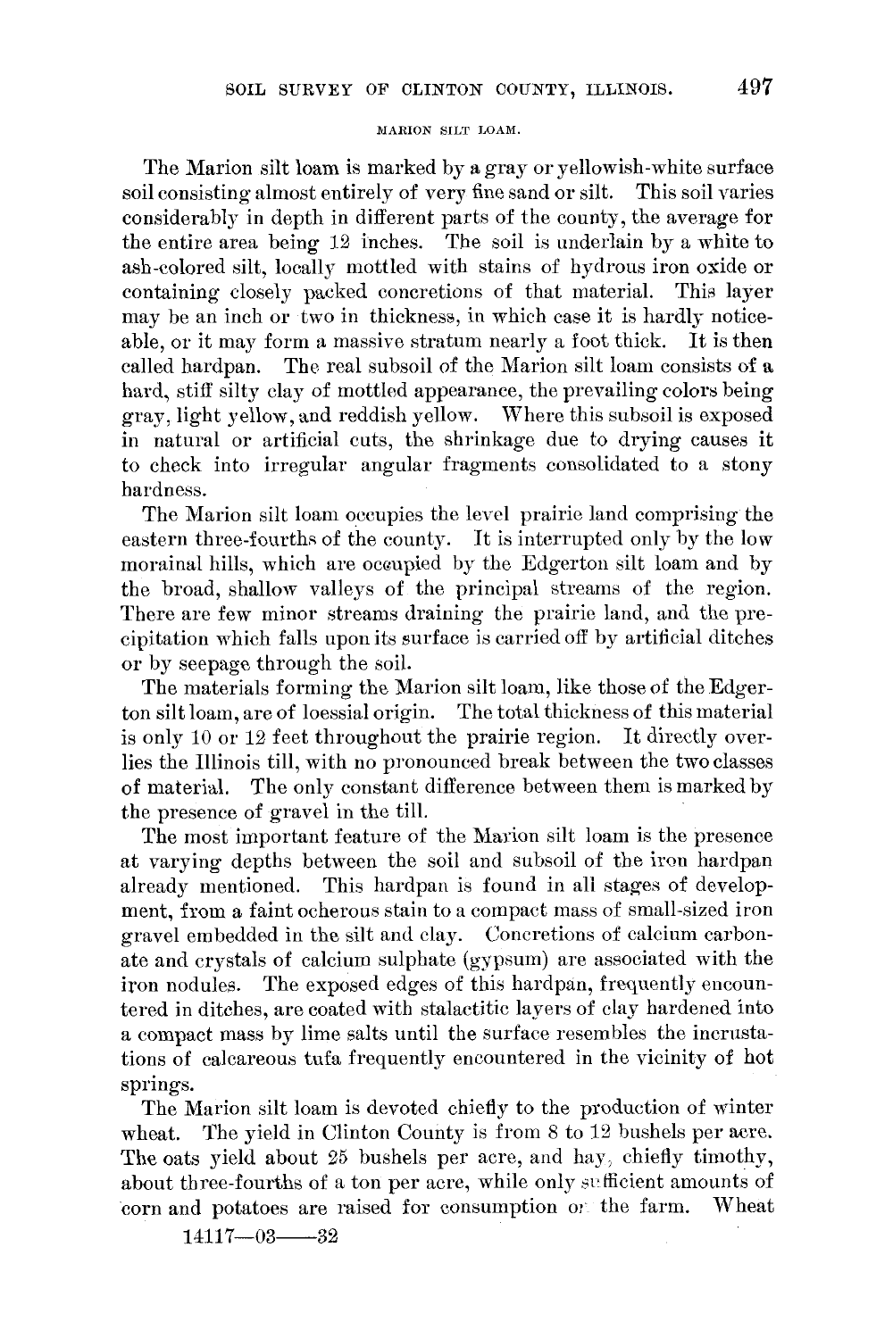## MARION SILT LOAM.

The Marion silt loam is marked by a gray or yellowish-white surface soil consisting almost entirely of very fine sand or silt. This soil varies considerably in depth in different parts of the county, the average for the entire area being 12 inches. The soil is underlain by a white to ash-colored silt, locally mottled with stains of hydrous iron oxide or containing closely packed concretions of that material. This layer may be an inch or two in thickness, in which case it is hardly noticeable, or it may form a massive stratum nearly a foot thick. It is then called hardpan. The real subsoil of the Marion silt loam consists of a hard, stiff silty clay of mottled appearance, the prevailing colors being gray, light yellow, and reddish yellow. Where this subsoil is exposed in natural or artificial cuts, the shrinkage due to drying causes it to check into irregular angular fragments consolidated to a stony hardness.

The Marion silt loam occupies the level prairie land comprising the eastern three-fourths of the county. It is interrupted only by the low morainal hills, which are occupied by the Edgerton silt loam and by the broad, shallow valleys of the principal streams of the region. There are few minor streams draining the prairie land, and the precipitation which falls upon its surface is carried off by artificial ditches or by seepage through the soil.

The materials forming the Marion silt loam, like those of the Edgerton silt loam, are of loessial origin. The total thickness of this material is only 10 or 12 feet throughout the prairie region. It directly overlies the Illinois till, with no pronounced break between the two classes of material. The only constant difference between them is marked by the presence of gravel in the till.

The most important feature of the Marion silt loam is the presence at varying depths between the soil and subsoil of the iron hardpan already mentioned. This hardpan is found in all stages of development, from a faint ocherous stain to a compact mass of small-sized iron gravel embedded in the silt and clay. Concretions of calcium carbonate and crystals of calcium sulphate (gypsum) are associated with the iron nodules. The exposed edges of this hardpan, frequently encountered in ditches, are coated with stalactitic layers of clay hardened into a compact mass by lime salts until the surface resembles the incrustations of calcareous tufa frequently encountered in the vicinity of hot springs.

The Marion silt loam is devoted chiefly to the production of winter wheat. The yield in Clinton County is from 8 to 12 bushels per acre. The oats yield about 25 bushels per acre, and hay, chiefly timothy, about three-fourths of a ton per acre, while only sufficient amounts of corn and potatoes are raised for consumption on the farm. Wheat

14117—03——32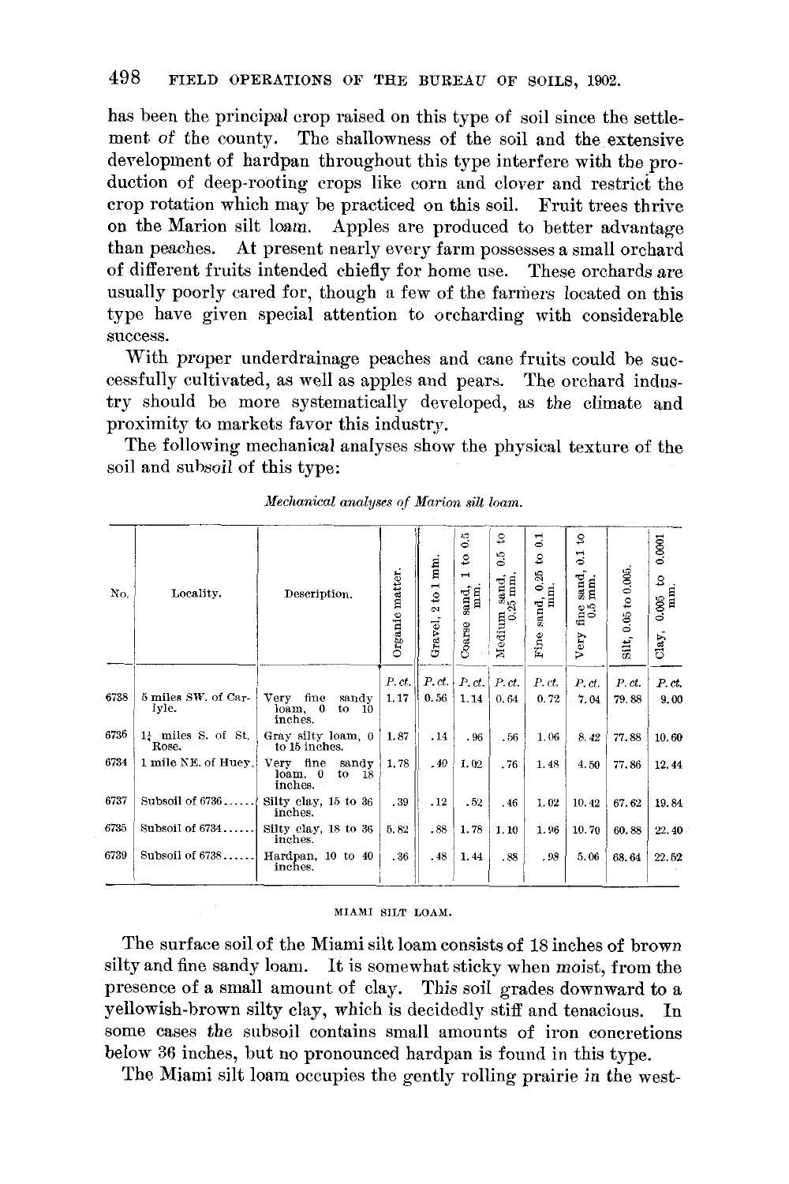has been the principal crop raised on this type of soil since the settlement of the county. The shallowness of the soil and the extensive development of hardpan throughout this type interfere with the production of deep-rooting crops like corn and clover and restrict the crop rotation which may be practiced on this soil. Fruit trees thrive on the Marion silt loam. Apples are produced to better advantage than peaches. At present nearly every farm possesses a small orchard of different fruits intended chiefly for home use. These orchards are usually poorly cared for, though a few of the farmers located on this type have given special attention to orcharding with considerable success.

With proper underdrainage peaches and cane fruits could be successfully cultivated, as well as apples and pears. The orchard industry should be more systematically developed, as the climate and proximity to markets favor this industry.

The following mechanical analyses show the physical texture of the soil and subsoil of this type:

*Mechanical analyses of Marion silt loam.*

| No. | Locality. | Description. | Organic matter. | Gravel, 2 to 1 mm. | Coarse sand, 1 to 0.5 mm. | Medium sand, 0.5 to 0.25 mm. | Fine sand, 0.25 to 0.1 mm. | Very fine sand, 0.1 to 0.5 mm. | Silt, 0.05 to 0.005. | Clay, 0.005 to 0.0001 mm. |
|---|---|---|---|---|---|---|---|---|---|---|
| | | | P. ct. | P. ct. | P. ct. | P. ct. | P. ct. | P. ct. | P. ct. | P. ct. |
| 6738 | 5 miles SW. of Carlyle. | Very fine sandy loam, 0 to 10 inches. | 1.17 | 0.56 | 1.14 | 0.64 | 0.72 | 7.04 | 79.88 | 9.00 |
| 6736 | 1¼ miles S. of St. Rose. | Gray silty loam, 0 to 15 inches. | 1.87 | .14 | .96 | .56 | 1.06 | 8.42 | 77.88 | 10.60 |
| 6734 | 1 mile NE. of Huey. | Very fine sandy loam, 0 to 18 inches. | 1.78 | .40 | 1.02 | .76 | 1.48 | 4.50 | 77.86 | 12.44 |
| 6737 | Subsoil of 6736 | Silty clay, 15 to 36 inches. | .39 | .12 | .52 | .46 | 1.02 | 10.42 | 67.62 | 19.84 |
| 6735 | Subsoil of 6734 | Silty clay, 18 to 36 inches. | 5.82 | .88 | 1.78 | 1.10 | 1.96 | 10.70 | 60.88 | 22.40 |
| 6739 | Subsoil of 6738 | Hardpan, 10 to 40 inches. | .36 | .48 | 1.44 | .88 | .98 | 5.06 | 68.64 | 22.62 |

## MIAMI SILT LOAM.

The surface soil of the Miami silt loam consists of 18 inches of brown silty and fine sandy loam. It is somewhat sticky when moist, from the presence of a small amount of clay. This soil grades downward to a yellowish-brown silty clay, which is decidedly stiff and tenacious. In some cases the subsoil contains small amounts of iron concretions below 36 inches, but no pronounced hardpan is found in this type.

The Miami silt loam occupies the gently rolling prairie in the west-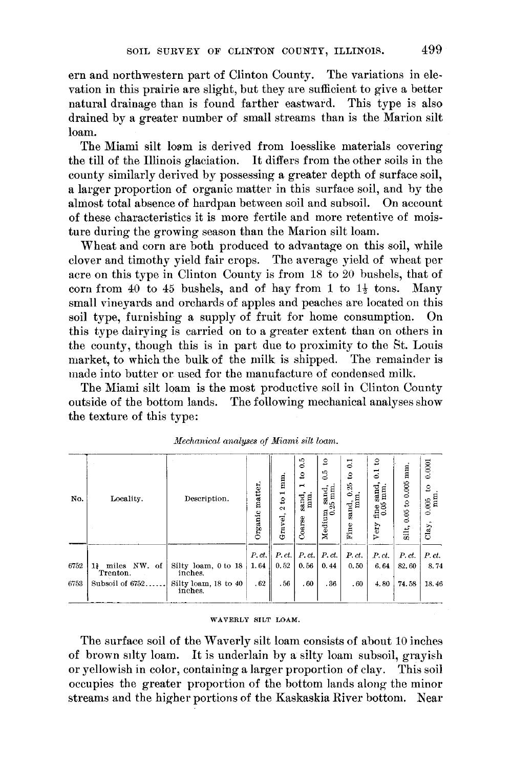ern and northwestern part of Clinton County. The variations in elevation in this prairie are slight, but they are sufficient to give a better natural drainage than is found farther eastward. This type is also drained by a greater number of small streams than is the Marion silt loam.

The Miami silt loam is derived from loesslike materials covering the till of the Illinois glaciation. It differs from the other soils in the county similarly derived by possessing a greater depth of surface soil, a larger proportion of organic matter in this surface soil, and by the almost total absence of hardpan between soil and subsoil. On account of these characteristics it is more fertile and more retentive of moisture during the growing season than the Marion silt loam.

Wheat and corn are both produced to advantage on this soil, while clover and timothy yield fair crops. The average yield of wheat per acre on this type in Clinton County is from 18 to 20 bushels, that of corn from 40 to 45 bushels, and of hay from 1 to 1½ tons. Many small vineyards and orchards of apples and peaches are located on this soil type, furnishing a supply of fruit for home consumption. On this type dairying is carried on to a greater extent than on others in the county, though this is in part due to proximity to the St. Louis market, to which the bulk of the milk is shipped. The remainder is made into butter or used for the manufacture of condensed milk.

The Miami silt loam is the most productive soil in Clinton County outside of the bottom lands. The following mechanical analyses show the texture of this type:

*Mechanical analyses of Miami silt loam.*

| No. | Locality. | Description. | Organic matter. | Gravel, 2 to 1 mm. | Coarse sand, 1 to 0.5 mm. | Medium sand, 0.5 to 0.25 mm. | Fine sand, 0.25 to 0.1 mm. | Very fine sand, 0.1 to 0.05 mm. | Silt, 0.05 to 0.005 mm. | Clay, 0.005 to 0.0001 mm. |
|---|---|---|---|---|---|---|---|---|---|---|
| | | | *P. ct.* | *P. ct.* | *P. ct.* | *P. ct.* | *P. ct.* | *P. ct.* | *P. ct.* | *P. ct.* |
| 6752 | 1¾ miles NW. of Trenton. | Silty loam, 0 to 18 inches. | 1.64 | 0.52 | 0.56 | 0.44 | 0.50 | 6.64 | 82.60 | 8.74 |
| 6753 | Subsoil of 6752 | Silty loam, 18 to 40 inches. | .62 | .56 | .60 | .36 | .60 | 4.80 | 74.58 | 18.46 |

## WAVERLY SILT LOAM.

The surface soil of the Waverly silt loam consists of about 10 inches of brown silty loam. It is underlain by a silty loam subsoil, grayish or yellowish in color, containing a larger proportion of clay. This soil occupies the greater proportion of the bottom lands along the minor streams and the higher portions of the Kaskaskia River bottom. Near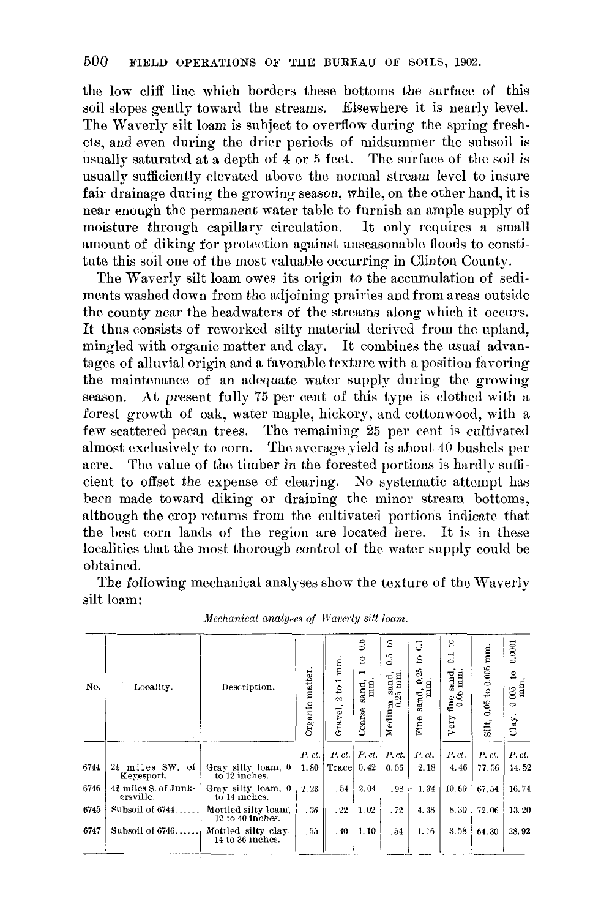the low cliff line which borders these bottoms the surface of this soil slopes gently toward the streams. Elsewhere it is nearly level. The Waverly silt loam is subject to overflow during the spring freshets, and even during the drier periods of midsummer the subsoil is usually saturated at a depth of 4 or 5 feet. The surface of the soil is usually sufficiently elevated above the normal stream level to insure fair drainage during the growing season, while, on the other hand, it is near enough the permanent water table to furnish an ample supply of moisture through capillary circulation. It only requires a small amount of diking for protection against unseasonable floods to constitute this soil one of the most valuable occurring in Clinton County.

The Waverly silt loam owes its origin to the accumulation of sediments washed down from the adjoining prairies and from areas outside the county near the headwaters of the streams along which it occurs. It thus consists of reworked silty material derived from the upland, mingled with organic matter and clay. It combines the usual advantages of alluvial origin and a favorable texture with a position favoring the maintenance of an adequate water supply during the growing season. At present fully 75 per cent of this type is clothed with a forest growth of oak, water maple, hickory, and cottonwood, with a few scattered pecan trees. The remaining 25 per cent is cultivated almost exclusively to corn. The average yield is about 40 bushels per acre. The value of the timber in the forested portions is hardly sufficient to offset the expense of clearing. No systematic attempt has been made toward diking or draining the minor stream bottoms, although the crop returns from the cultivated portions indicate that the best corn lands of the region are located here. It is in these localities that the most thorough control of the water supply could be obtained.

The following mechanical analyses show the texture of the Waverly silt loam:

*Mechanical analyses of Waverly silt loam.*

| No. | Locality. | Description. | Organic matter. | Gravel, 2 to 1 mm. | Coarse sand, 1 to 0.5 mm. | Medium sand, 0.5 to 0.25 mm. | Fine sand, 0.25 to 0.1 mm. | Very fine sand, 0.1 to 0.05 mm. | Silt, 0.05 to 0.005 mm. | Clay, 0.005 to 0.0001 mm. |
|---|---|---|---|---|---|---|---|---|---|---|
| | | | *P. ct.* | *P. ct.* | *P. ct.* | *P. ct.* | *P. ct.* | *P. ct.* | *P. ct.* | *P. ct.* |
| 6744 | 2¼ miles SW. of Keyesport. | Gray silty loam, 0 to 12 inches. | 1.80 | Trace | 0.42 | 0.56 | 2.18 | 4.46 | 77.56 | 14.52 |
| 6746 | 4¾ miles S. of Junkersville. | Gray silty loam, 0 to 14 inches. | 2.23 | .54 | 2.04 | .98 | 1.34 | 10.60 | 67.54 | 16.74 |
| 6745 | Subsoil of 6744 | Mottled silty loam, 12 to 40 inches. | .36 | .22 | 1.02 | .72 | 4.38 | 8.30 | 72.06 | 13.20 |
| 6747 | Subsoil of 6746 | Mottled silty clay, 14 to 36 inches. | .55 | .40 | 1.10 | .54 | 1.16 | 3.58 | 64.30 | 28.92 |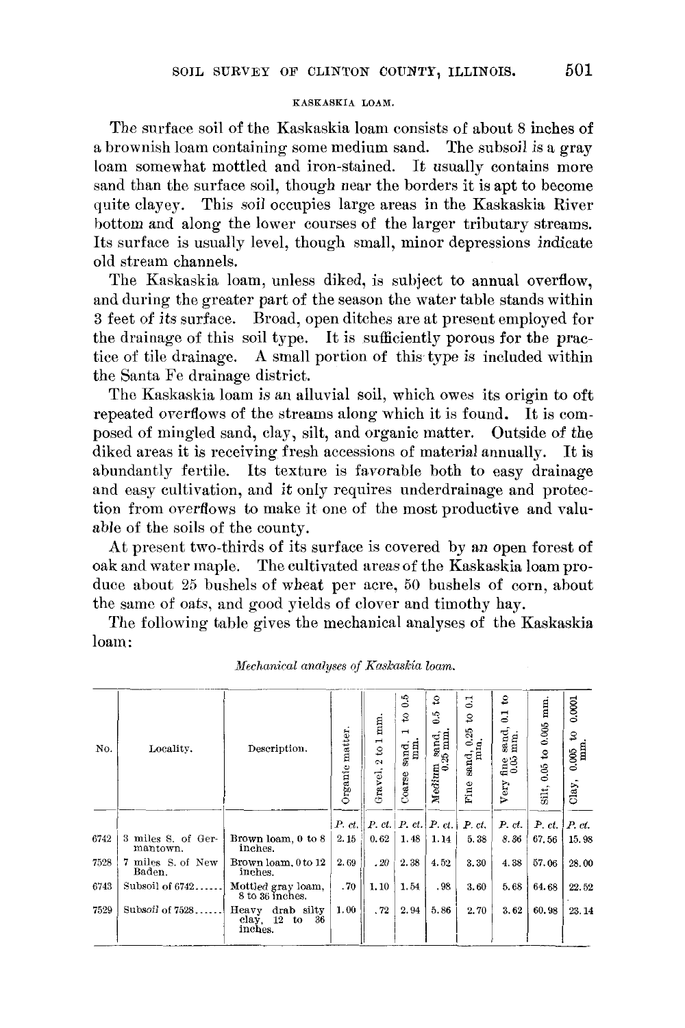### KASKASKIA LOAM.

The surface soil of the Kaskaskia loam consists of about 8 inches of a brownish loam containing some medium sand. The subsoil is a gray loam somewhat mottled and iron-stained. It usually contains more sand than the surface soil, though near the borders it is apt to become quite clayey. This soil occupies large areas in the Kaskaskia River bottom and along the lower courses of the larger tributary streams. Its surface is usually level, though small, minor depressions indicate old stream channels.

The Kaskaskia loam, unless diked, is subject to annual overflow, and during the greater part of the season the water table stands within 3 feet of its surface. Broad, open ditches are at present employed for the drainage of this soil type. It is sufficiently porous for the practice of tile drainage. A small portion of this type is included within the Santa Fe drainage district.

The Kaskaskia loam is an alluvial soil, which owes its origin to oft repeated overflows of the streams along which it is found. It is composed of mingled sand, clay, silt, and organic matter. Outside of the diked areas it is receiving fresh accessions of material annually. It is abundantly fertile. Its texture is favorable both to easy drainage and easy cultivation, and it only requires underdrainage and protection from overflows to make it one of the most productive and valuable of the soils of the county.

At present two-thirds of its surface is covered by an open forest of oak and water maple. The cultivated areas of the Kaskaskia loam produce about 25 bushels of wheat per acre, 50 bushels of corn, about the same of oats, and good yields of clover and timothy hay.

The following table gives the mechanical analyses of the Kaskaskia loam:

*Mechanical analyses of Kaskaskia loam.*

| No. | Locality. | Description. | Organic matter. | Gravel, 2 to 1 mm. | Coarse sand, 1 to 0.5 mm. | Medium sand, 0.5 to 0.25 mm. | Fine sand, 0.25 to 0.1 mm. | Very fine sand, 0.1 to 0.05 mm. | Silt, 0.05 to 0.005 mm. | Clay, 0.005 to 0.0001 mm. |
|---|---|---|---|---|---|---|---|---|---|---|
| | | | P. ct. | P. ct. | P. ct. | P. ct. | P. ct. | P. ct. | P. ct. | P. ct. |
| 6742 | 3 miles S. of Germantown. | Brown loam, 0 to 8 inches. | 2.15 | 0.62 | 1.48 | 1.14 | 5.38 | 8.36 | 67.56 | 15.98 |
| 7528 | 7 miles S. of New Baden. | Brown loam, 0 to 12 inches. | 2.69 | .20 | 2.38 | 4.52 | 3.30 | 4.38 | 57.06 | 28.00 |
| 6743 | Subsoil of 6742 | Mottled gray loam, 8 to 36 inches. | .70 | 1.10 | 1.54 | .98 | 3.60 | 5.68 | 64.68 | 22.52 |
| 7529 | Subsoil of 7528 | Heavy drab silty clay, 12 to 36 inches. | 1.00 | .72 | 2.94 | 5.86 | 2.70 | 3.62 | 60.98 | 23.14 |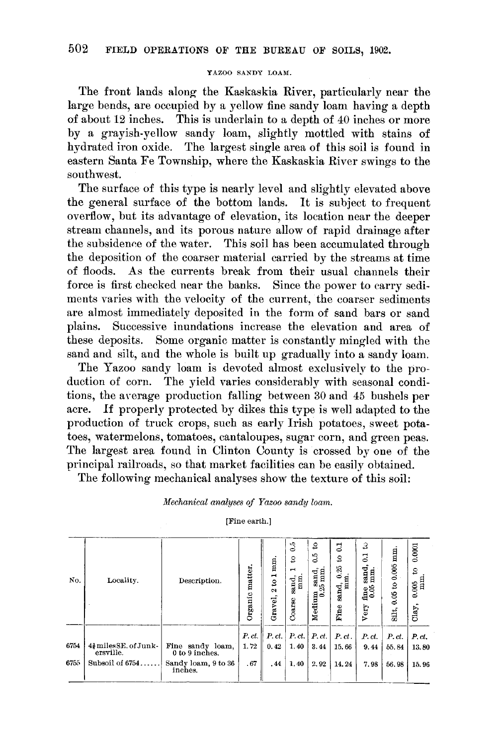### YAZOO SANDY LOAM.

The front lands along the Kaskaskia River, particularly near the large bends, are occupied by a yellow fine sandy loam having a depth of about 12 inches. This is underlain to a depth of 40 inches or more by a grayish-yellow sandy loam, slightly mottled with stains of hydrated iron oxide. The largest single area of this soil is found in eastern Santa Fe Township, where the Kaskaskia River swings to the southwest.

The surface of this type is nearly level and slightly elevated above the general surface of the bottom lands. It is subject to frequent overflow, but its advantage of elevation, its location near the deeper stream channels, and its porous nature allow of rapid drainage after the subsidence of the water. This soil has been accumulated through the deposition of the coarser material carried by the streams at time of floods. As the currents break from their usual channels their force is first checked near the banks. Since the power to carry sediments varies with the velocity of the current, the coarser sediments are almost immediately deposited in the form of sand bars or sand plains. Successive inundations increase the elevation and area of these deposits. Some organic matter is constantly mingled with the sand and silt, and the whole is built up gradually into a sandy loam.

The Yazoo sandy loam is devoted almost exclusively to the production of corn. The yield varies considerably with seasonal conditions, the average production falling between 30 and 45 bushels per acre. If properly protected by dikes this type is well adapted to the production of truck crops, such as early Irish potatoes, sweet potatoes, watermelons, tomatoes, cantaloupes, sugar corn, and green peas. The largest area found in Clinton County is crossed by one of the principal railroads, so that market facilities can be easily obtained.

The following mechanical analyses show the texture of this soil:

*Mechanical analyses of Yazoo sandy loam.*

[Fine earth.]

| No. | Locality. | Description. | Organic matter. | Gravel, 2 to 1 mm. | Coarse sand, 1 to 0.5 mm. | Medium sand, 0.5 to 0.25 mm. | Fine sand, 0.25 to 0.1 mm. | Very fine sand, 0.1 to 0.05 mm. | Silt, 0.05 to 0.005 mm. | Clay, 0.005 to 0.0001 mm. |
|---|---|---|---|---|---|---|---|---|---|---|
| | | | *P. ct.* | *P. ct.* | *P. ct.* | *P. ct.* | *P. ct.* | *P. ct.* | *P. ct.* | *P. ct.* |
| 6754 | 4½ miles SE. of Junkersville. | Fine sandy loam, 0 to 9 inches. | 1.72 | 0.42 | 1.40 | 3.44 | 15.66 | 9.44 | 55.84 | 13.80 |
| 6755 | Subsoil of 6754 | Sandy loam, 9 to 36 inches. | .67 | .44 | 1.40 | 2.92 | 14.24 | 7.98 | 56.98 | 15.96 |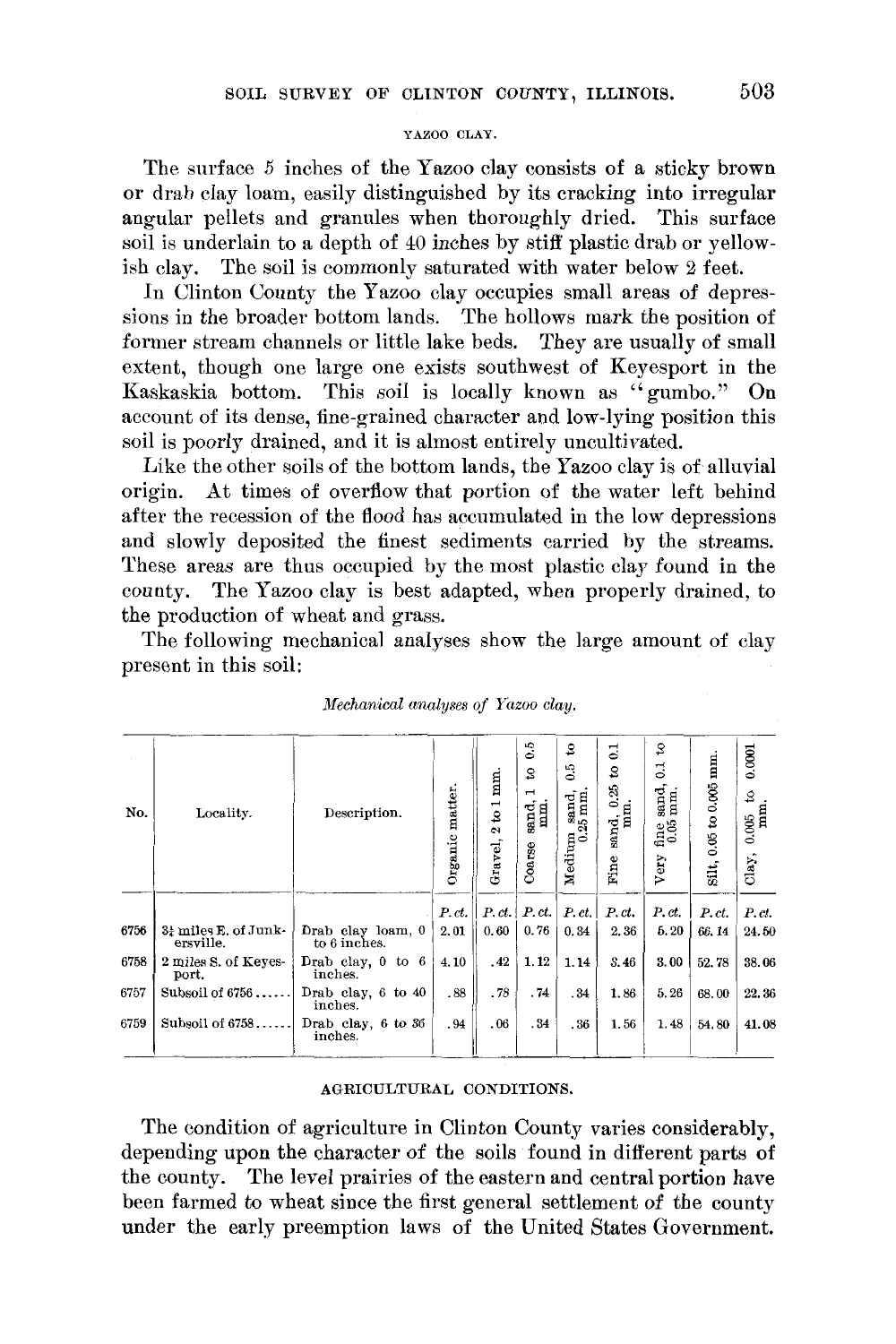### YAZOO CLAY.

The surface 5 inches of the Yazoo clay consists of a sticky brown or drab clay loam, easily distinguished by its cracking into irregular angular pellets and granules when thoroughly dried. This surface soil is underlain to a depth of 40 inches by stiff plastic drab or yellowish clay. The soil is commonly saturated with water below 2 feet.

In Clinton County the Yazoo clay occupies small areas of depressions in the broader bottom lands. The hollows mark the position of former stream channels or little lake beds. They are usually of small extent, though one large one exists southwest of Keyesport in the Kaskaskia bottom. This soil is locally known as "gumbo." On account of its dense, fine-grained character and low-lying position this soil is poorly drained, and it is almost entirely uncultivated.

Like the other soils of the bottom lands, the Yazoo clay is of alluvial origin. At times of overflow that portion of the water left behind after the recession of the flood has accumulated in the low depressions and slowly deposited the finest sediments carried by the streams. These areas are thus occupied by the most plastic clay found in the county. The Yazoo clay is best adapted, when properly drained, to the production of wheat and grass.

The following mechanical analyses show the large amount of clay present in this soil:

*Mechanical analyses of Yazoo clay.*

| No. | Locality. | Description. | Organic matter. | Gravel, 2 to 1 mm. | Coarse sand, 1 to 0.5 mm. | Medium sand, 0.5 to 0.25 mm. | Fine sand, 0.25 to 0.1 mm. | Very fine sand, 0.1 to 0.05 mm. | Silt, 0.05 to 0.005 mm. | Clay, 0.005 to 0.0001 mm. |
|---|---|---|---|---|---|---|---|---|---|---|
| | | | *P. ct.* | *P. ct.* | *P. ct.* | *P. ct.* | *P. ct.* | *P. ct.* | *P. ct.* | *P. ct.* |
| 6756 | 3¼ miles E. of Junkersville. | Drab clay loam, 0 to 6 inches. | 2.01 | 0.60 | 0.76 | 0.34 | 2.36 | 5.20 | 66.14 | 24.50 |
| 6758 | 2 miles S. of Keyesport. | Drab clay, 0 to 6 inches. | 4.10 | .42 | 1.12 | 1.14 | 3.46 | 3.00 | 52.78 | 38.06 |
| 6757 | Subsoil of 6756...... | Drab clay, 6 to 40 inches. | .88 | .78 | .74 | .34 | 1.86 | 5.26 | 68.00 | 22.36 |
| 6759 | Subsoil of 6758...... | Drab clay, 6 to 36 inches. | .94 | .06 | .34 | .36 | 1.56 | 1.48 | 54.80 | 41.08 |

## AGRICULTURAL CONDITIONS.

The condition of agriculture in Clinton County varies considerably, depending upon the character of the soils found in different parts of the county. The level prairies of the eastern and central portion have been farmed to wheat since the first general settlement of the county under the early preemption laws of the United States Government.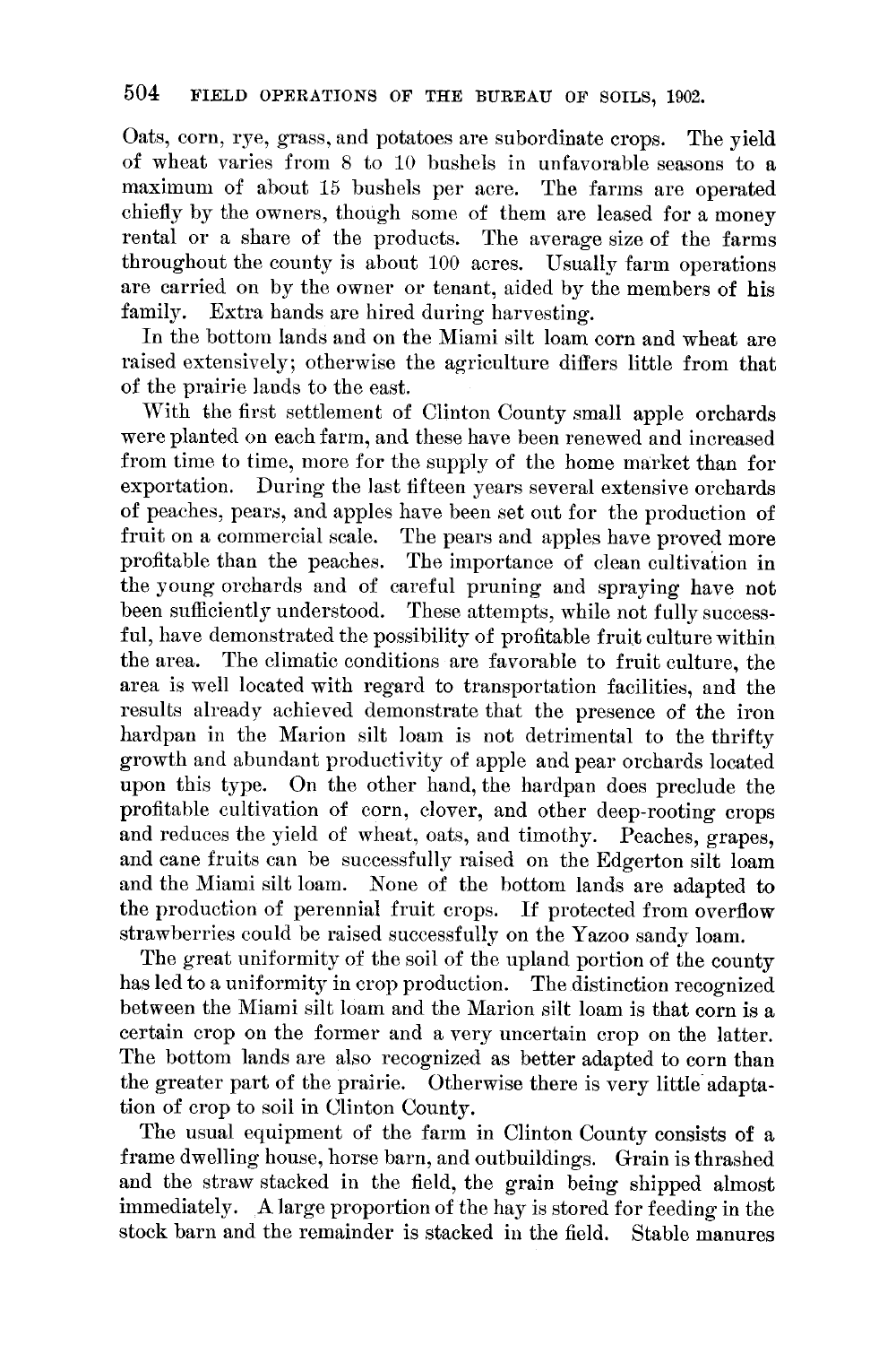Oats, corn, rye, grass, and potatoes are subordinate crops. The yield of wheat varies from 8 to 10 bushels in unfavorable seasons to a maximum of about 15 bushels per acre. The farms are operated chiefly by the owners, though some of them are leased for a money rental or a share of the products. The average size of the farms throughout the county is about 100 acres. Usually farm operations are carried on by the owner or tenant, aided by the members of his family. Extra hands are hired during harvesting.

In the bottom lands and on the Miami silt loam corn and wheat are raised extensively; otherwise the agriculture differs little from that of the prairie lands to the east.

With the first settlement of Clinton County small apple orchards were planted on each farm, and these have been renewed and increased from time to time, more for the supply of the home market than for exportation. During the last fifteen years several extensive orchards of peaches, pears, and apples have been set out for the production of fruit on a commercial scale. The pears and apples have proved more profitable than the peaches. The importance of clean cultivation in the young orchards and of careful pruning and spraying have not been sufficiently understood. These attempts, while not fully successful, have demonstrated the possibility of profitable fruit culture within the area. The climatic conditions are favorable to fruit culture, the area is well located with regard to transportation facilities, and the results already achieved demonstrate that the presence of the iron hardpan in the Marion silt loam is not detrimental to the thrifty growth and abundant productivity of apple and pear orchards located upon this type. On the other hand, the hardpan does preclude the profitable cultivation of corn, clover, and other deep-rooting crops and reduces the yield of wheat, oats, and timothy. Peaches, grapes, and cane fruits can be successfully raised on the Edgerton silt loam and the Miami silt loam. None of the bottom lands are adapted to the production of perennial fruit crops. If protected from overflow strawberries could be raised successfully on the Yazoo sandy loam.

The great uniformity of the soil of the upland portion of the county has led to a uniformity in crop production. The distinction recognized between the Miami silt loam and the Marion silt loam is that corn is a certain crop on the former and a very uncertain crop on the latter. The bottom lands are also recognized as better adapted to corn than the greater part of the prairie. Otherwise there is very little adaptation of crop to soil in Clinton County.

The usual equipment of the farm in Clinton County consists of a frame dwelling house, horse barn, and outbuildings. Grain is thrashed and the straw stacked in the field, the grain being shipped almost immediately. A large proportion of the hay is stored for feeding in the stock barn and the remainder is stacked in the field. Stable manures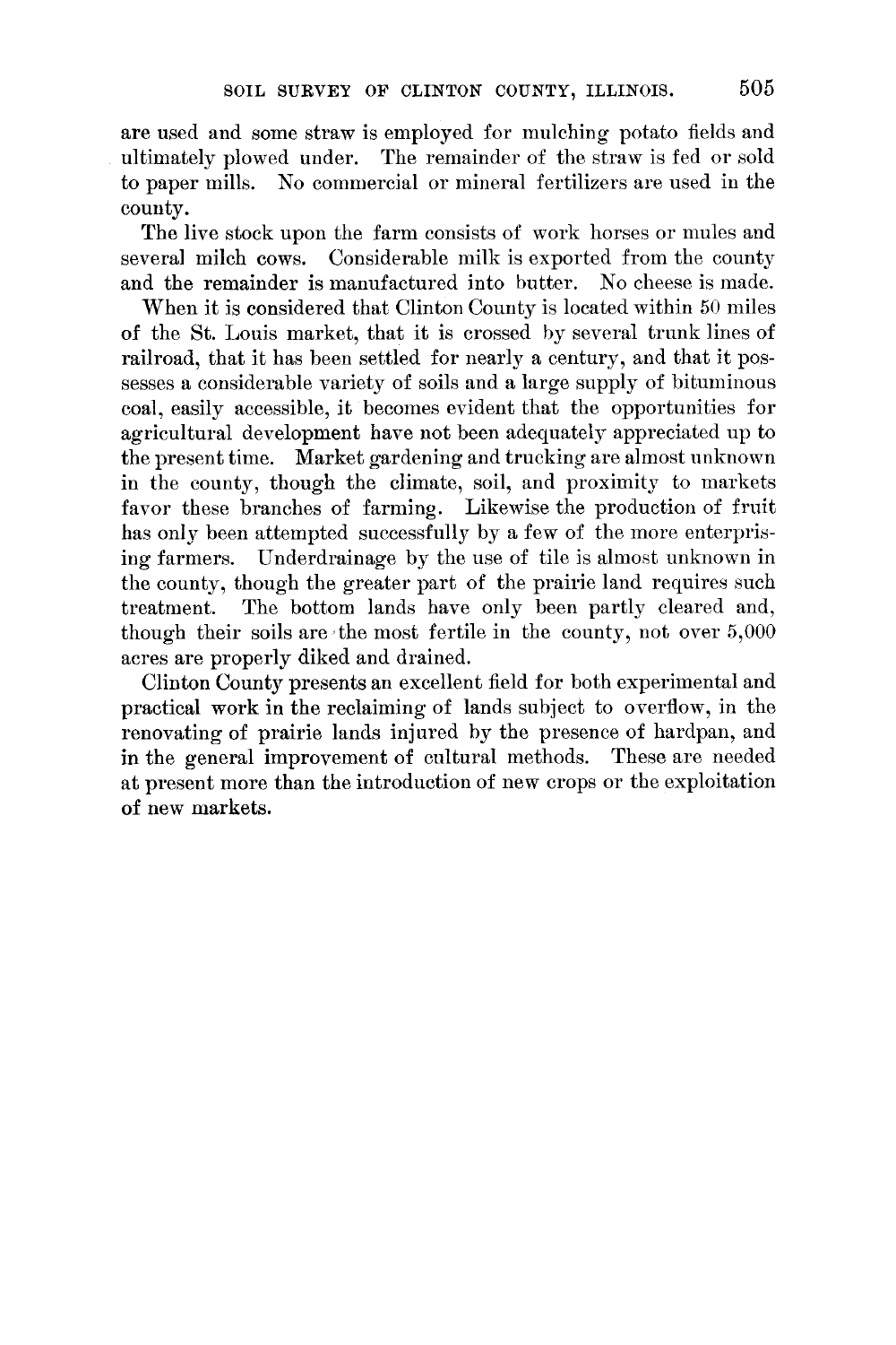are used and some straw is employed for mulching potato fields and ultimately plowed under. The remainder of the straw is fed or sold to paper mills. No commercial or mineral fertilizers are used in the county.

The live stock upon the farm consists of work horses or mules and several milch cows. Considerable milk is exported from the county and the remainder is manufactured into butter. No cheese is made.

When it is considered that Clinton County is located within 50 miles of the St. Louis market, that it is crossed by several trunk lines of railroad, that it has been settled for nearly a century, and that it possesses a considerable variety of soils and a large supply of bituminous coal, easily accessible, it becomes evident that the opportunities for agricultural development have not been adequately appreciated up to the present time. Market gardening and trucking are almost unknown in the county, though the climate, soil, and proximity to markets favor these branches of farming. Likewise the production of fruit has only been attempted successfully by a few of the more enterprising farmers. Underdrainage by the use of tile is almost unknown in the county, though the greater part of the prairie land requires such treatment. The bottom lands have only been partly cleared and, though their soils are the most fertile in the county, not over 5,000 acres are properly diked and drained.

Clinton County presents an excellent field for both experimental and practical work in the reclaiming of lands subject to overflow, in the renovating of prairie lands injured by the presence of hardpan, and in the general improvement of cultural methods. These are needed at present more than the introduction of new crops or the exploitation of new markets.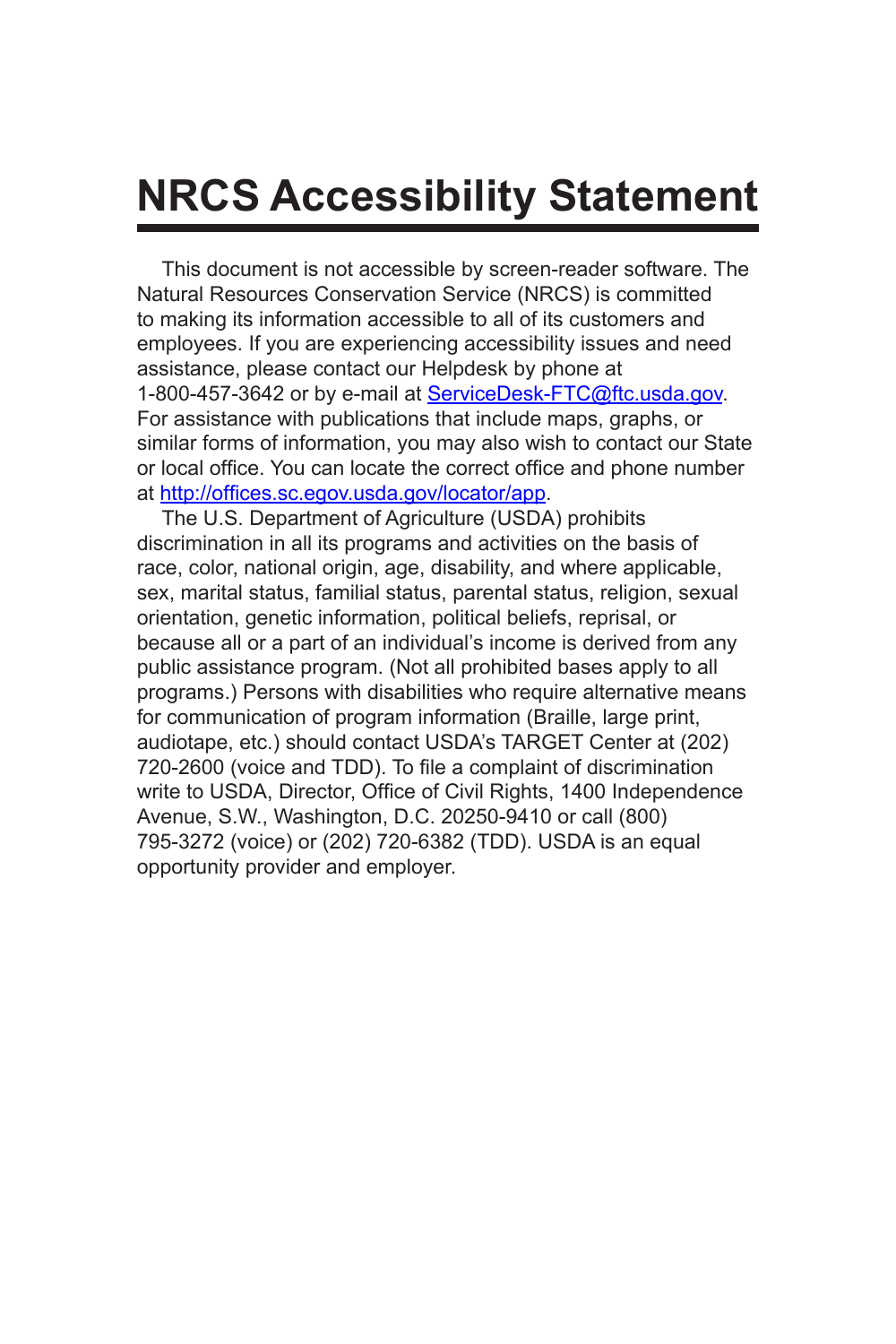# NRCS Accessibility Statement

This document is not accessible by screen-reader software. The Natural Resources Conservation Service (NRCS) is committed to making its information accessible to all of its customers and employees. If you are experiencing accessibility issues and need assistance, please contact our Helpdesk by phone at 1-800-457-3642 or by e-mail at [ServiceDesk-FTC@ftc.usda.gov](mailto:ServiceDesk-FTC@ftc.usda.gov). For assistance with publications that include maps, graphs, or similar forms of information, you may also wish to contact our State or local office. You can locate the correct office and phone number at [http://offices.sc.egov.usda.gov/locator/app](http://offices.sc.egov.usda.gov/locator/app).

The U.S. Department of Agriculture (USDA) prohibits discrimination in all its programs and activities on the basis of race, color, national origin, age, disability, and where applicable, sex, marital status, familial status, parental status, religion, sexual orientation, genetic information, political beliefs, reprisal, or because all or a part of an individual's income is derived from any public assistance program. (Not all prohibited bases apply to all programs.) Persons with disabilities who require alternative means for communication of program information (Braille, large print, audiotape, etc.) should contact USDA's TARGET Center at (202) 720-2600 (voice and TDD). To file a complaint of discrimination write to USDA, Director, Office of Civil Rights, 1400 Independence Avenue, S.W., Washington, D.C. 20250-9410 or call (800) 795-3272 (voice) or (202) 720-6382 (TDD). USDA is an equal opportunity provider and employer.